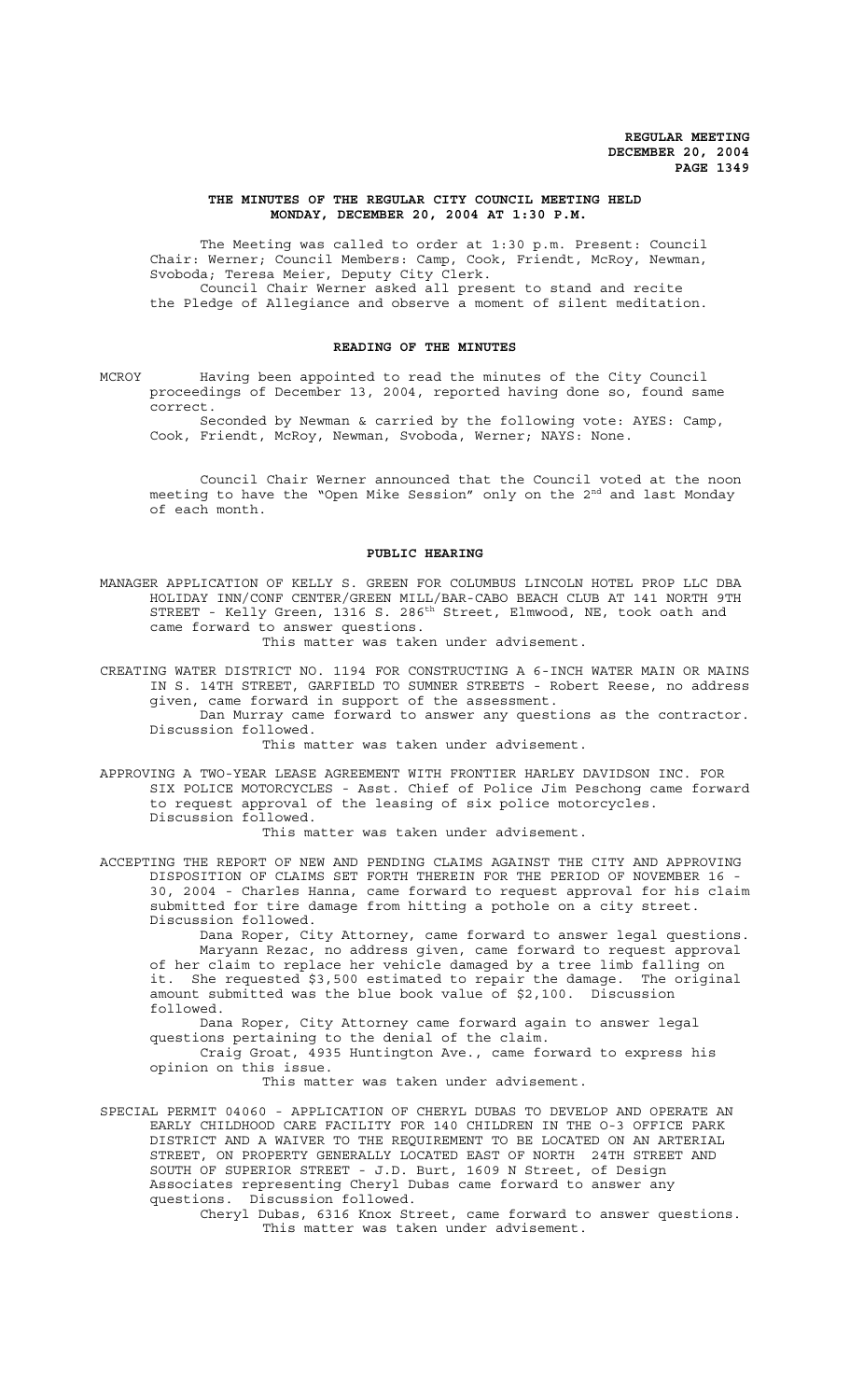**THE MINUTES OF THE REGULAR CITY COUNCIL MEETING HELD MONDAY, DECEMBER 20, 2004 AT 1:30 P.M.**

The Meeting was called to order at 1:30 p.m. Present: Council Chair: Werner; Council Members: Camp, Cook, Friendt, McRoy, Newman, Svoboda; Teresa Meier, Deputy City Clerk.

Council Chair Werner asked all present to stand and recite the Pledge of Allegiance and observe a moment of silent meditation.

**READING OF THE MINUTES**

MCROY Having been appointed to read the minutes of the City Council proceedings of December 13, 2004, reported having done so, found same correct.

Seconded by Newman & carried by the following vote: AYES: Camp, Cook, Friendt, McRoy, Newman, Svoboda, Werner; NAYS: None.

Council Chair Werner announced that the Council voted at the noon meeting to have the "Open Mike Session" only on the 2nd and last Monday of each month.

**PUBLIC HEARING**

MANAGER APPLICATION OF KELLY S. GREEN FOR COLUMBUS LINCOLN HOTEL PROP LLC DBA HOLIDAY INN/CONF CENTER/GREEN MILL/BAR-CABO BEACH CLUB AT 141 NORTH 9TH STREET - Kelly Green, 1316 S. 286th Street, Elmwood, NE, took oath and came forward to answer questions.

This matter was taken under advisement.

CREATING WATER DISTRICT NO. 1194 FOR CONSTRUCTING A 6-INCH WATER MAIN OR MAINS IN S. 14TH STREET, GARFIELD TO SUMNER STREETS - Robert Reese, no address given, came forward in support of the assessment.

Dan Murray came forward to answer any questions as the contractor. Discussion followed.

This matter was taken under advisement.

APPROVING A TWO-YEAR LEASE AGREEMENT WITH FRONTIER HARLEY DAVIDSON INC. FOR SIX POLICE MOTORCYCLES - Asst. Chief of Police Jim Peschong came forward to request approval of the leasing of six police motorcycles. Discussion followed.

This matter was taken under advisement.

ACCEPTING THE REPORT OF NEW AND PENDING CLAIMS AGAINST THE CITY AND APPROVING DISPOSITION OF CLAIMS SET FORTH THEREIN FOR THE PERIOD OF NOVEMBER 16 - 30, 2004 - Charles Hanna, came forward to request approval for his claim submitted for tire damage from hitting a pothole on a city street. Discussion followed.

Dana Roper, City Attorney, came forward to answer legal questions.

Maryann Rezac, no address given, came forward to request approval of her claim to replace her vehicle damaged by a tree limb falling on it. She requested $3,500 estimated to repair the damage. The original amount submitted was the blue book value of $2,100. Discussion followed.

Dana Roper, City Attorney came forward again to answer legal questions pertaining to the denial of the claim.

Craig Groat, 4935 Huntington Ave., came forward to express his opinion on this issue.

This matter was taken under advisement.

SPECIAL PERMIT 04060 - APPLICATION OF CHERYL DUBAS TO DEVELOP AND OPERATE AN EARLY CHILDHOOD CARE FACILITY FOR 140 CHILDREN IN THE O-3 OFFICE PARK DISTRICT AND A WAIVER TO THE REQUIREMENT TO BE LOCATED ON AN ARTERIAL STREET, ON PROPERTY GENERALLY LOCATED EAST OF NORTH 24TH STREET AND SOUTH OF SUPERIOR STREET - J.D. Burt, 1609 N Street, of Design Associates representing Cheryl Dubas came forward to answer any questions. Discussion followed.

Cheryl Dubas, 6316 Knox Street, came forward to answer questions.

This matter was taken under advisement.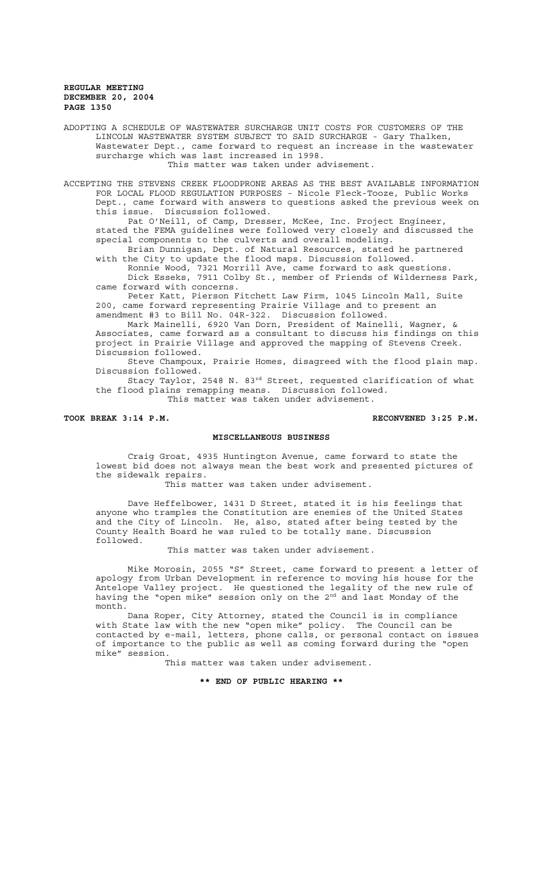ADOPTING A SCHEDULE OF WASTEWATER SURCHARGE UNIT COSTS FOR CUSTOMERS OF THE LINCOLN WASTEWATER SYSTEM SUBJECT TO SAID SURCHARGE - Gary Thalken, Wastewater Dept., came forward to request an increase in the wastewater surcharge which was last increased in 1998.

This matter was taken under advisement.

ACCEPTING THE STEVENS CREEK FLOODPRONE AREAS AS THE BEST AVAILABLE INFORMATION FOR LOCAL FLOOD REGULATION PURPOSES - Nicole Fleck-Tooze, Public Works Dept., came forward with answers to questions asked the previous week on this issue. Discussion followed.

Pat O'Neill, of Camp, Dresser, McKee, Inc. Project Engineer, stated the FEMA guidelines were followed very closely and discussed the special components to the culverts and overall modeling.

Brian Dunnigan, Dept. of Natural Resources, stated he partnered with the City to update the flood maps. Discussion followed.

Ronnie Wood, 7321 Morrill Ave, came forward to ask questions.

Dick Esseks, 7911 Colby St., member of Friends of Wilderness Park, came forward with concerns.

Peter Katt, Pierson Fitchett Law Firm, 1045 Lincoln Mall, Suite 200, came forward representing Prairie Village and to present an amendment #3 to Bill No. 04R-322. Discussion followed.

Mark Mainelli, 6920 Van Dorn, President of Mainelli, Wagner, & Associates, came forward as a consultant to discuss his findings on this project in Prairie Village and approved the mapping of Stevens Creek. Discussion followed.

Steve Champoux, Prairie Homes, disagreed with the flood plain map. Discussion followed.

Stacy Taylor, 2548 N. 83rd Street, requested clarification of what the flood plains remapping means. Discussion followed.

This matter was taken under advisement.

**TOOK BREAK 3:14 P.M. RECONVENED 3:25 P.M.**

## MISCELLANEOUS BUSINESS

Craig Groat, 4935 Huntington Avenue, came forward to state the lowest bid does not always mean the best work and presented pictures of the sidewalk repairs.

This matter was taken under advisement.

Dave Heffelbower, 1431 D Street, stated it is his feelings that anyone who tramples the Constitution are enemies of the United States and the City of Lincoln. He, also, stated after being tested by the County Health Board he was ruled to be totally sane. Discussion followed.

This matter was taken under advisement.

Mike Morosin, 2055 "S" Street, came forward to present a letter of apology from Urban Development in reference to moving his house for the Antelope Valley project. He questioned the legality of the new rule of having the "open mike" session only on the 2nd and last Monday of the month.

Dana Roper, City Attorney, stated the Council is in compliance with State law with the new "open mike" policy. The Council can be contacted by e-mail, letters, phone calls, or personal contact on issues of importance to the public as well as coming forward during the "open mike" session.

This matter was taken under advisement.

**\*\* END OF PUBLIC HEARING \*\***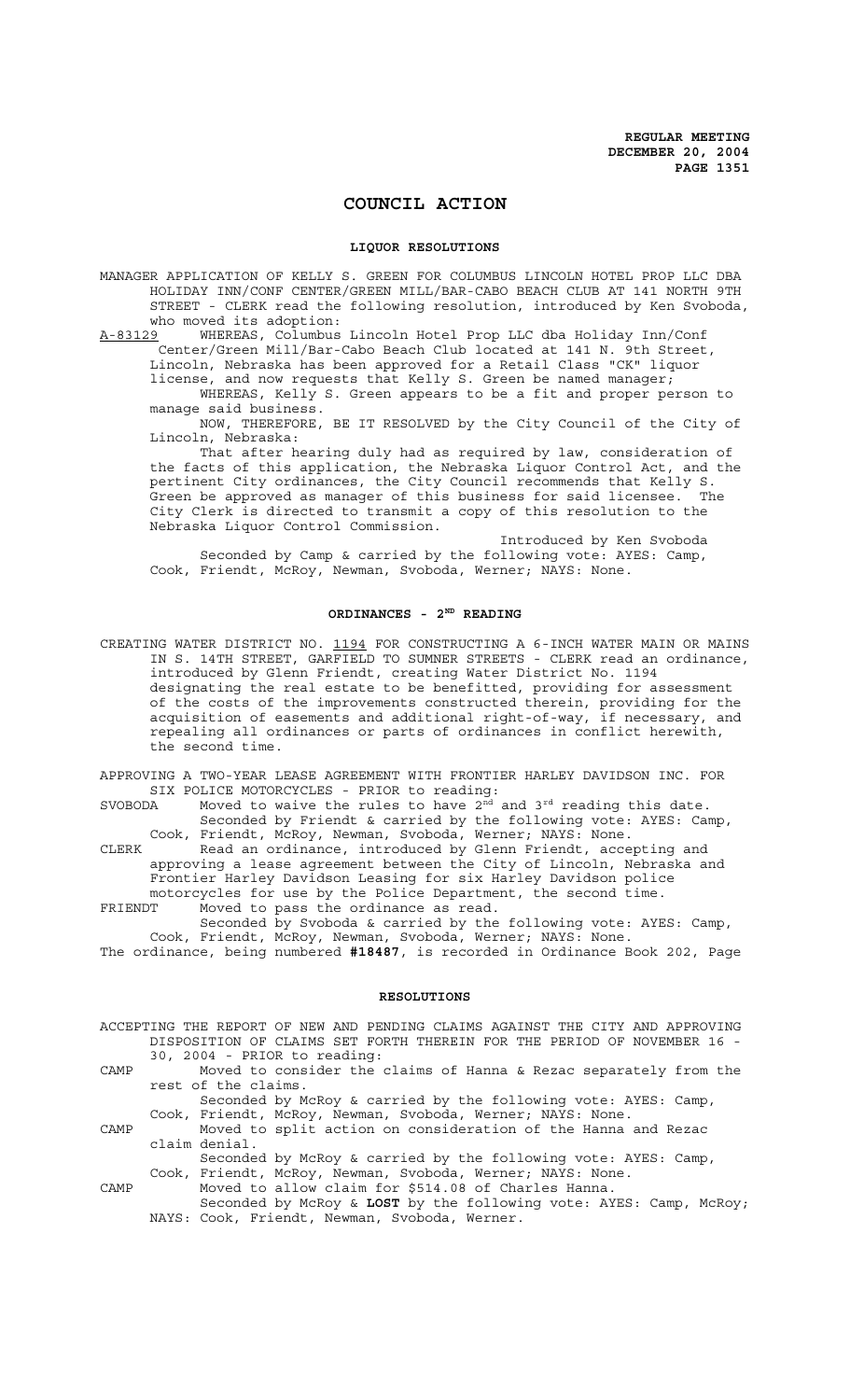# COUNCIL ACTION

## LIQUOR RESOLUTIONS

MANAGER APPLICATION OF KELLY S. GREEN FOR COLUMBUS LINCOLN HOTEL PROP LLC DBA HOLIDAY INN/CONF CENTER/GREEN MILL/BAR-CABO BEACH CLUB AT 141 NORTH 9TH STREET - CLERK read the following resolution, introduced by Ken Svoboda, who moved its adoption:

A-83129 WHEREAS, Columbus Lincoln Hotel Prop LLC dba Holiday Inn/Conf Center/Green Mill/Bar-Cabo Beach Club located at 141 N. 9th Street, Lincoln, Nebraska has been approved for a Retail Class "CK" liquor license, and now requests that Kelly S. Green be named manager;

WHEREAS, Kelly S. Green appears to be a fit and proper person to manage said business.

NOW, THEREFORE, BE IT RESOLVED by the City Council of the City of Lincoln, Nebraska:

That after hearing duly had as required by law, consideration of the facts of this application, the Nebraska Liquor Control Act, and the pertinent City ordinances, the City Council recommends that Kelly S. Green be approved as manager of this business for said licensee. The City Clerk is directed to transmit a copy of this resolution to the Nebraska Liquor Control Commission.

Introduced by Ken Svoboda

Seconded by Camp & carried by the following vote: AYES: Camp, Cook, Friendt, McRoy, Newman, Svoboda, Werner; NAYS: None.

## ORDINANCES - 2ND READING

CREATING WATER DISTRICT NO. 1194 FOR CONSTRUCTING A 6-INCH WATER MAIN OR MAINS IN S. 14TH STREET, GARFIELD TO SUMNER STREETS - CLERK read an ordinance, introduced by Glenn Friendt, creating Water District No. 1194 designating the real estate to be benefitted, providing for assessment of the costs of the improvements constructed therein, providing for the acquisition of easements and additional right-of-way, if necessary, and repealing all ordinances or parts of ordinances in conflict herewith, the second time.

APPROVING A TWO-YEAR LEASE AGREEMENT WITH FRONTIER HARLEY DAVIDSON INC. FOR SIX POLICE MOTORCYCLES - PRIOR to reading:

SVOBODA Moved to waive the rules to have 2nd and 3rd reading this date.

Seconded by Friendt & carried by the following vote: AYES: Camp, Cook, Friendt, McRoy, Newman, Svoboda, Werner; NAYS: None.

CLERK Read an ordinance, introduced by Glenn Friendt, accepting and approving a lease agreement between the City of Lincoln, Nebraska and Frontier Harley Davidson Leasing for six Harley Davidson police motorcycles for use by the Police Department, the second time.

FRIENDT Moved to pass the ordinance as read.

Seconded by Svoboda & carried by the following vote: AYES: Camp, Cook, Friendt, McRoy, Newman, Svoboda, Werner; NAYS: None.

The ordinance, being numbered **#18487**, is recorded in Ordinance Book 202, Page

## RESOLUTIONS

ACCEPTING THE REPORT OF NEW AND PENDING CLAIMS AGAINST THE CITY AND APPROVING DISPOSITION OF CLAIMS SET FORTH THEREIN FOR THE PERIOD OF NOVEMBER 16 - 30, 2004 - PRIOR to reading:

CAMP Moved to consider the claims of Hanna & Rezac separately from the rest of the claims.

Seconded by McRoy & carried by the following vote: AYES: Camp, Cook, Friendt, McRoy, Newman, Svoboda, Werner; NAYS: None.

CAMP Moved to split action on consideration of the Hanna and Rezac claim denial.

Seconded by McRoy & carried by the following vote: AYES: Camp, Cook, Friendt, McRoy, Newman, Svoboda, Werner; NAYS: None.

CAMP Moved to allow claim for $514.08 of Charles Hanna.

Seconded by McRoy & **LOST** by the following vote: AYES: Camp, McRoy; NAYS: Cook, Friendt, Newman, Svoboda, Werner.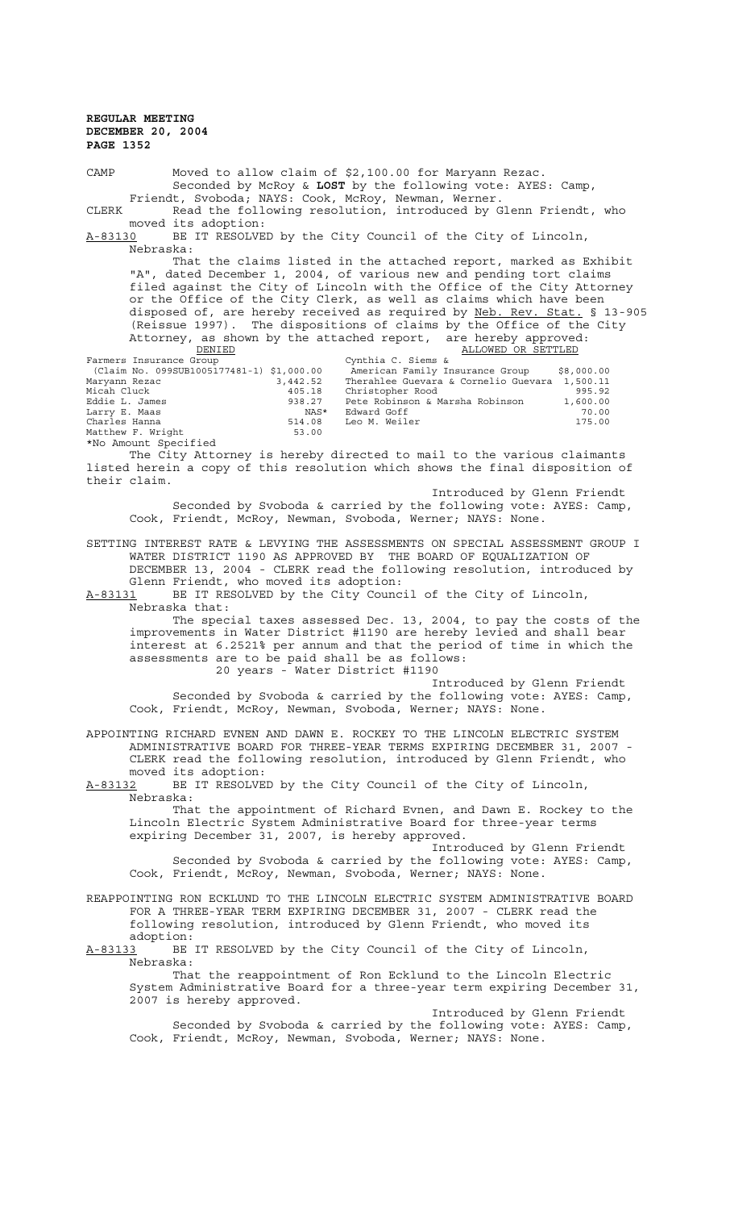CAMP Moved to allow claim of $2,100.00 for Maryann Rezac.
Seconded by McRoy & **LOST** by the following vote: AYES: Camp, Friendt, Svoboda; NAYS: Cook, McRoy, Newman, Werner.

CLERK Read the following resolution, introduced by Glenn Friendt, who moved its adoption:

A-83130 BE IT RESOLVED by the City Council of the City of Lincoln, Nebraska:

That the claims listed in the attached report, marked as Exhibit "A", dated December 1, 2004, of various new and pending tort claims filed against the City of Lincoln with the Office of the City Attorney or the Office of the City Clerk, as well as claims which have been disposed of, are hereby received as required by Neb. Rev. Stat. § 13-905 (Reissue 1997). The dispositions of claims by the Office of the City Attorney, as shown by the attached report, are hereby approved:

| DENIED | | ALLOWED OR SETTLED | |
|---|---|---|---|
| Farmers Insurance Group | | Cynthia C. Siems & | |
| (Claim No. 099SUB1005177481-1) | $1,000.00 | American Family Insurance Group | $8,000.00 |
| Maryann Rezac | 3,442.52 | Therahlee Guevara & Cornelio Guevara | 1,500.11 |
| Micah Cluck | 405.18 | Christopher Rood | 995.92 |
| Eddie L. James | 938.27 | Pete Robinson & Marsha Robinson | 1,600.00 |
| Larry E. Maas | NAS* | Edward Goff | 70.00 |
| Charles Hanna | 514.08 | Leo M. Weiler | 175.00 |
| Matthew F. Wright | 53.00 | | |

*No Amount Specified

The City Attorney is hereby directed to mail to the various claimants listed herein a copy of this resolution which shows the final disposition of their claim.

Introduced by Glenn Friendt

Seconded by Svoboda & carried by the following vote: AYES: Camp, Cook, Friendt, McRoy, Newman, Svoboda, Werner; NAYS: None.

SETTING INTEREST RATE & LEVYING THE ASSESSMENTS ON SPECIAL ASSESSMENT GROUP I WATER DISTRICT 1190 AS APPROVED BY THE BOARD OF EQUALIZATION OF DECEMBER 13, 2004 - CLERK read the following resolution, introduced by Glenn Friendt, who moved its adoption:

A-83131 BE IT RESOLVED by the City Council of the City of Lincoln, Nebraska that:

The special taxes assessed Dec. 13, 2004, to pay the costs of the improvements in Water District #1190 are hereby levied and shall bear interest at 6.2521% per annum and that the period of time in which the assessments are to be paid shall be as follows:

20 years - Water District #1190

Introduced by Glenn Friendt

Seconded by Svoboda & carried by the following vote: AYES: Camp, Cook, Friendt, McRoy, Newman, Svoboda, Werner; NAYS: None.

APPOINTING RICHARD EVNEN AND DAWN E. ROCKEY TO THE LINCOLN ELECTRIC SYSTEM ADMINISTRATIVE BOARD FOR THREE-YEAR TERMS EXPIRING DECEMBER 31, 2007 - CLERK read the following resolution, introduced by Glenn Friendt, who moved its adoption:

A-83132 BE IT RESOLVED by the City Council of the City of Lincoln, Nebraska:

That the appointment of Richard Evnen, and Dawn E. Rockey to the Lincoln Electric System Administrative Board for three-year terms expiring December 31, 2007, is hereby approved.

Introduced by Glenn Friendt

Seconded by Svoboda & carried by the following vote: AYES: Camp, Cook, Friendt, McRoy, Newman, Svoboda, Werner; NAYS: None.

REAPPOINTING RON ECKLUND TO THE LINCOLN ELECTRIC SYSTEM ADMINISTRATIVE BOARD FOR A THREE-YEAR TERM EXPIRING DECEMBER 31, 2007 - CLERK read the following resolution, introduced by Glenn Friendt, who moved its adoption:

A-83133 BE IT RESOLVED by the City Council of the City of Lincoln, Nebraska:

That the reappointment of Ron Ecklund to the Lincoln Electric System Administrative Board for a three-year term expiring December 31, 2007 is hereby approved.

Introduced by Glenn Friendt

Seconded by Svoboda & carried by the following vote: AYES: Camp, Cook, Friendt, McRoy, Newman, Svoboda, Werner; NAYS: None.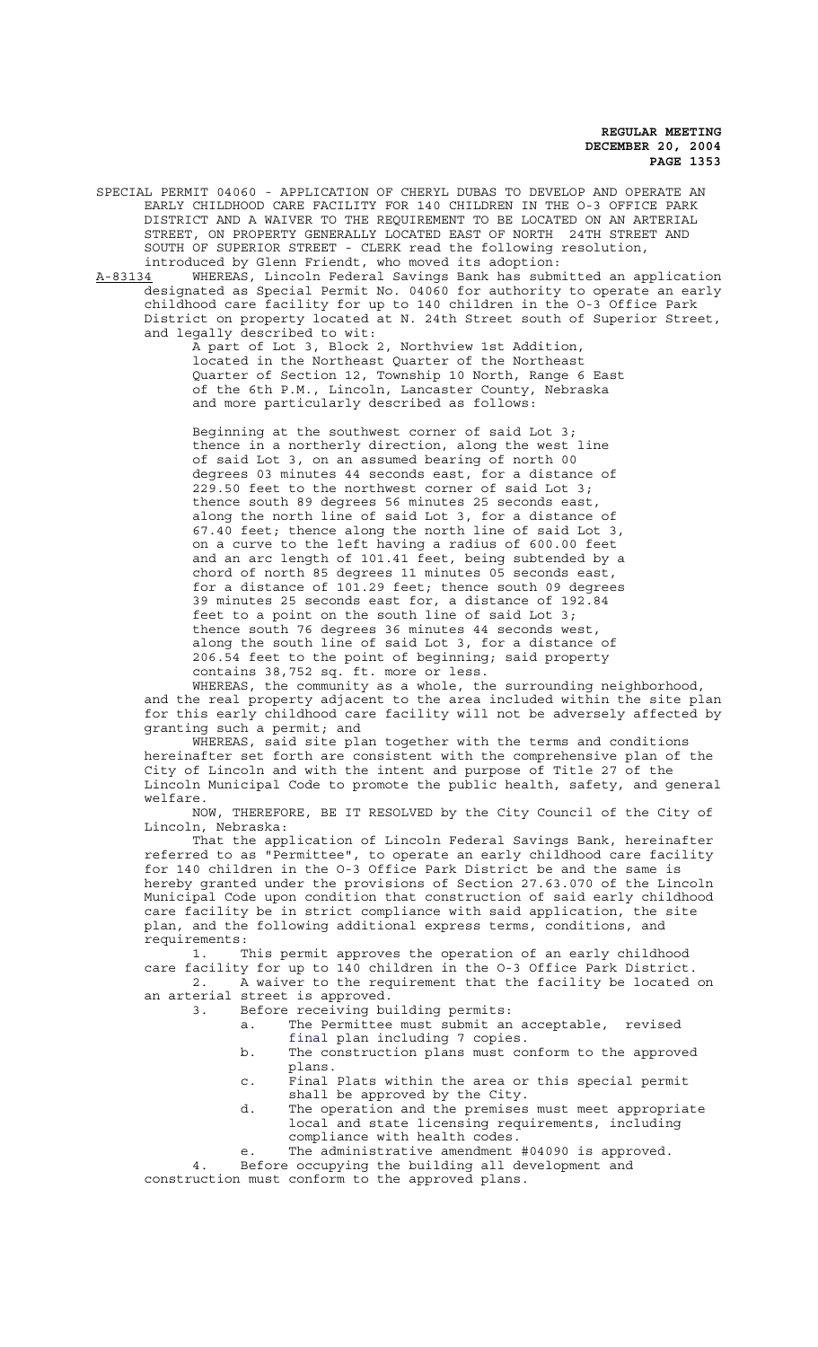SPECIAL PERMIT 04060 - APPLICATION OF CHERYL DUBAS TO DEVELOP AND OPERATE AN EARLY CHILDHOOD CARE FACILITY FOR 140 CHILDREN IN THE O-3 OFFICE PARK DISTRICT AND A WAIVER TO THE REQUIREMENT TO BE LOCATED ON AN ARTERIAL STREET, ON PROPERTY GENERALLY LOCATED EAST OF NORTH 24TH STREET AND SOUTH OF SUPERIOR STREET - CLERK read the following resolution, introduced by Glenn Friendt, who moved its adoption:

A-83134 WHEREAS, Lincoln Federal Savings Bank has submitted an application designated as Special Permit No. 04060 for authority to operate an early childhood care facility for up to 140 children in the O-3 Office Park District on property located at N. 24th Street south of Superior Street, and legally described to wit:

A part of Lot 3, Block 2, Northview 1st Addition, located in the Northeast Quarter of the Northeast Quarter of Section 12, Township 10 North, Range 6 East of the 6th P.M., Lincoln, Lancaster County, Nebraska and more particularly described as follows:

Beginning at the southwest corner of said Lot 3; thence in a northerly direction, along the west line of said Lot 3, on an assumed bearing of north 00 degrees 03 minutes 44 seconds east, for a distance of 229.50 feet to the northwest corner of said Lot 3; thence south 89 degrees 56 minutes 25 seconds east, along the north line of said Lot 3, for a distance of 67.40 feet; thence along the north line of said Lot 3, on a curve to the left having a radius of 600.00 feet and an arc length of 101.41 feet, being subtended by a chord of north 85 degrees 11 minutes 05 seconds east, for a distance of 101.29 feet; thence south 09 degrees 39 minutes 25 seconds east for, a distance of 192.84 feet to a point on the south line of said Lot 3; thence south 76 degrees 36 minutes 44 seconds west, along the south line of said Lot 3, for a distance of 206.54 feet to the point of beginning; said property contains 38,752 sq. ft. more or less.

WHEREAS, the community as a whole, the surrounding neighborhood, and the real property adjacent to the area included within the site plan for this early childhood care facility will not be adversely affected by granting such a permit; and

WHEREAS, said site plan together with the terms and conditions hereinafter set forth are consistent with the comprehensive plan of the City of Lincoln and with the intent and purpose of Title 27 of the Lincoln Municipal Code to promote the public health, safety, and general welfare.

NOW, THEREFORE, BE IT RESOLVED by the City Council of the City of Lincoln, Nebraska:

That the application of Lincoln Federal Savings Bank, hereinafter referred to as "Permittee", to operate an early childhood care facility for 140 children in the O-3 Office Park District be and the same is hereby granted under the provisions of Section 27.63.070 of the Lincoln Municipal Code upon condition that construction of said early childhood care facility be in strict compliance with said application, the site plan, and the following additional express terms, conditions, and requirements:

1. This permit approves the operation of an early childhood care facility for up to 140 children in the O-3 Office Park District.
2. A waiver to the requirement that the facility be located on an arterial street is approved.
3. Before receiving building permits:
   a. The Permittee must submit an acceptable, revised final plan including 7 copies.
   b. The construction plans must conform to the approved plans.
   c. Final Plats within the area or this special permit shall be approved by the City.
   d. The operation and the premises must meet appropriate local and state licensing requirements, including compliance with health codes.
   e. The administrative amendment #04090 is approved.
4. Before occupying the building all development and construction must conform to the approved plans.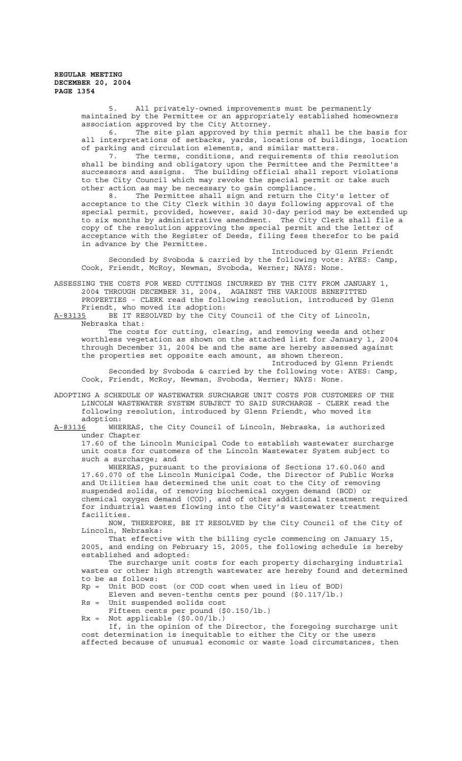5. All privately-owned improvements must be permanently maintained by the Permittee or an appropriately established homeowners association approved by the City Attorney.

6. The site plan approved by this permit shall be the basis for all interpretations of setbacks, yards, locations of buildings, location of parking and circulation elements, and similar matters.

7. The terms, conditions, and requirements of this resolution shall be binding and obligatory upon the Permittee and the Permittee's successors and assigns. The building official shall report violations to the City Council which may revoke the special permit or take such other action as may be necessary to gain compliance.

8. The Permittee shall sign and return the City's letter of acceptance to the City Clerk within 30 days following approval of the special permit, provided, however, said 30-day period may be extended up to six months by administrative amendment. The City Clerk shall file a copy of the resolution approving the special permit and the letter of acceptance with the Register of Deeds, filing fees therefor to be paid in advance by the Permittee.

Introduced by Glenn Friendt

Seconded by Svoboda & carried by the following vote: AYES: Camp, Cook, Friendt, McRoy, Newman, Svoboda, Werner; NAYS: None.

ASSESSING THE COSTS FOR WEED CUTTINGS INCURRED BY THE CITY FROM JANUARY 1, 2004 THROUGH DECEMBER 31, 2004, AGAINST THE VARIOUS BENEFITTED PROPERTIES - CLERK read the following resolution, introduced by Glenn Friendt, who moved its adoption:

A-83135 BE IT RESOLVED by the City Council of the City of Lincoln, Nebraska that:

The costs for cutting, clearing, and removing weeds and other worthless vegetation as shown on the attached list for January 1, 2004 through December 31, 2004 be and the same are hereby assessed against the properties set opposite each amount, as shown thereon.

Introduced by Glenn Friendt

Seconded by Svoboda & carried by the following vote: AYES: Camp, Cook, Friendt, McRoy, Newman, Svoboda, Werner; NAYS: None.

ADOPTING A SCHEDULE OF WASTEWATER SURCHARGE UNIT COSTS FOR CUSTOMERS OF THE LINCOLN WASTEWATER SYSTEM SUBJECT TO SAID SURCHARGE - CLERK read the following resolution, introduced by Glenn Friendt, who moved its adoption:

A-83136 WHEREAS, the City Council of Lincoln, Nebraska, is authorized under Chapter 17.60 of the Lincoln Municipal Code to establish wastewater surcharge unit costs for customers of the Lincoln Wastewater System subject to such a surcharge; and

WHEREAS, pursuant to the provisions of Sections 17.60.060 and 17.60.070 of the Lincoln Municipal Code, the Director of Public Works and Utilities has determined the unit cost to the City of removing suspended solids, of removing biochemical oxygen demand (BOD) or chemical oxygen demand (COD), and of other additional treatment required for industrial wastes flowing into the City's wastewater treatment facilities.

NOW, THEREFORE, BE IT RESOLVED by the City Council of the City of Lincoln, Nebraska:

That effective with the billing cycle commencing on January 15, 2005, and ending on February 15, 2005, the following schedule is hereby established and adopted:

The surcharge unit costs for each property discharging industrial wastes or other high strength wastewater are hereby found and determined to be as follows:

Rp = Unit BOD cost (or COD cost when used in lieu of BOD)
Eleven and seven-tenths cents per pound ($0.117/lb.)

Rs = Unit suspended solids cost
Fifteen cents per pound ($0.150/lb.)

Rx = Not applicable ($0.00/lb.)

If, in the opinion of the Director, the foregoing surcharge unit cost determination is inequitable to either the City or the users affected because of unusual economic or waste load circumstances, then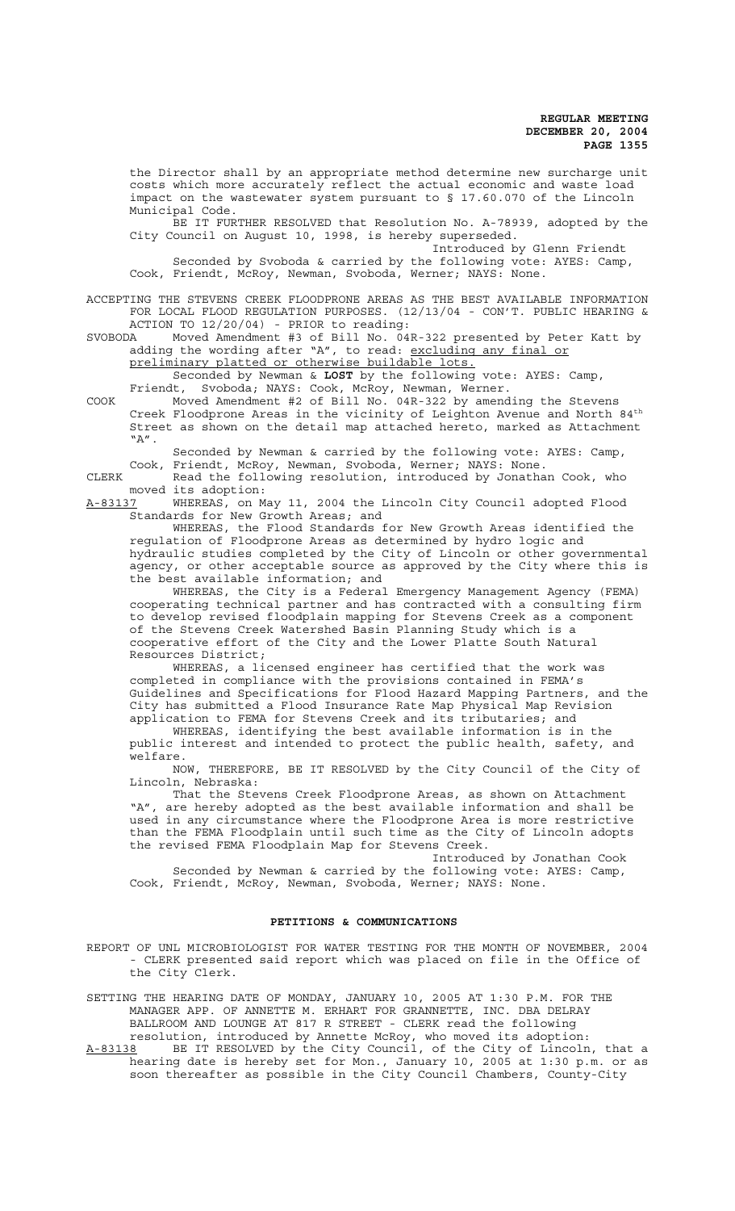the Director shall by an appropriate method determine new surcharge unit costs which more accurately reflect the actual economic and waste load impact on the wastewater system pursuant to § 17.60.070 of the Lincoln Municipal Code.

BE IT FURTHER RESOLVED that Resolution No. A-78939, adopted by the City Council on August 10, 1998, is hereby superseded.

Introduced by Glenn Friendt

Seconded by Svoboda & carried by the following vote: AYES: Camp, Cook, Friendt, McRoy, Newman, Svoboda, Werner; NAYS: None.

ACCEPTING THE STEVENS CREEK FLOODPRONE AREAS AS THE BEST AVAILABLE INFORMATION FOR LOCAL FLOOD REGULATION PURPOSES. (12/13/04 - CON'T. PUBLIC HEARING & ACTION TO 12/20/04) - PRIOR to reading:

SVOBODA Moved Amendment #3 of Bill No. 04R-322 presented by Peter Katt by adding the wording after "A", to read: excluding any final or preliminary platted or otherwise buildable lots.

Seconded by Newman & **LOST** by the following vote: AYES: Camp, Friendt, Svoboda; NAYS: Cook, McRoy, Newman, Werner.

COOK Moved Amendment #2 of Bill No. 04R-322 by amending the Stevens Creek Floodprone Areas in the vicinity of Leighton Avenue and North 84th Street as shown on the detail map attached hereto, marked as Attachment "A".

Seconded by Newman & carried by the following vote: AYES: Camp, Cook, Friendt, McRoy, Newman, Svoboda, Werner; NAYS: None.

CLERK Read the following resolution, introduced by Jonathan Cook, who moved its adoption:

A-83137 WHEREAS, on May 11, 2004 the Lincoln City Council adopted Flood Standards for New Growth Areas; and

WHEREAS, the Flood Standards for New Growth Areas identified the regulation of Floodprone Areas as determined by hydro logic and hydraulic studies completed by the City of Lincoln or other governmental agency, or other acceptable source as approved by the City where this is the best available information; and

WHEREAS, the City is a Federal Emergency Management Agency (FEMA) cooperating technical partner and has contracted with a consulting firm to develop revised floodplain mapping for Stevens Creek as a component of the Stevens Creek Watershed Basin Planning Study which is a cooperative effort of the City and the Lower Platte South Natural Resources District;

WHEREAS, a licensed engineer has certified that the work was completed in compliance with the provisions contained in FEMA's Guidelines and Specifications for Flood Hazard Mapping Partners, and the City has submitted a Flood Insurance Rate Map Physical Map Revision application to FEMA for Stevens Creek and its tributaries; and

WHEREAS, identifying the best available information is in the public interest and intended to protect the public health, safety, and welfare.

NOW, THEREFORE, BE IT RESOLVED by the City Council of the City of Lincoln, Nebraska:

That the Stevens Creek Floodprone Areas, as shown on Attachment "A", are hereby adopted as the best available information and shall be used in any circumstance where the Floodprone Area is more restrictive than the FEMA Floodplain until such time as the City of Lincoln adopts the revised FEMA Floodplain Map for Stevens Creek.

Introduced by Jonathan Cook

Seconded by Newman & carried by the following vote: AYES: Camp, Cook, Friendt, McRoy, Newman, Svoboda, Werner; NAYS: None.

## PETITIONS & COMMUNICATIONS

REPORT OF UNL MICROBIOLOGIST FOR WATER TESTING FOR THE MONTH OF NOVEMBER, 2004 - CLERK presented said report which was placed on file in the Office of the City Clerk.

SETTING THE HEARING DATE OF MONDAY, JANUARY 10, 2005 AT 1:30 P.M. FOR THE MANAGER APP. OF ANNETTE M. ERHART FOR GRANNETTE, INC. DBA DELRAY BALLROOM AND LOUNGE AT 817 R STREET - CLERK read the following resolution, introduced by Annette McRoy, who moved its adoption:

A-83138 BE IT RESOLVED by the City Council, of the City of Lincoln, that a hearing date is hereby set for Mon., January 10, 2005 at 1:30 p.m. or as soon thereafter as possible in the City Council Chambers, County-City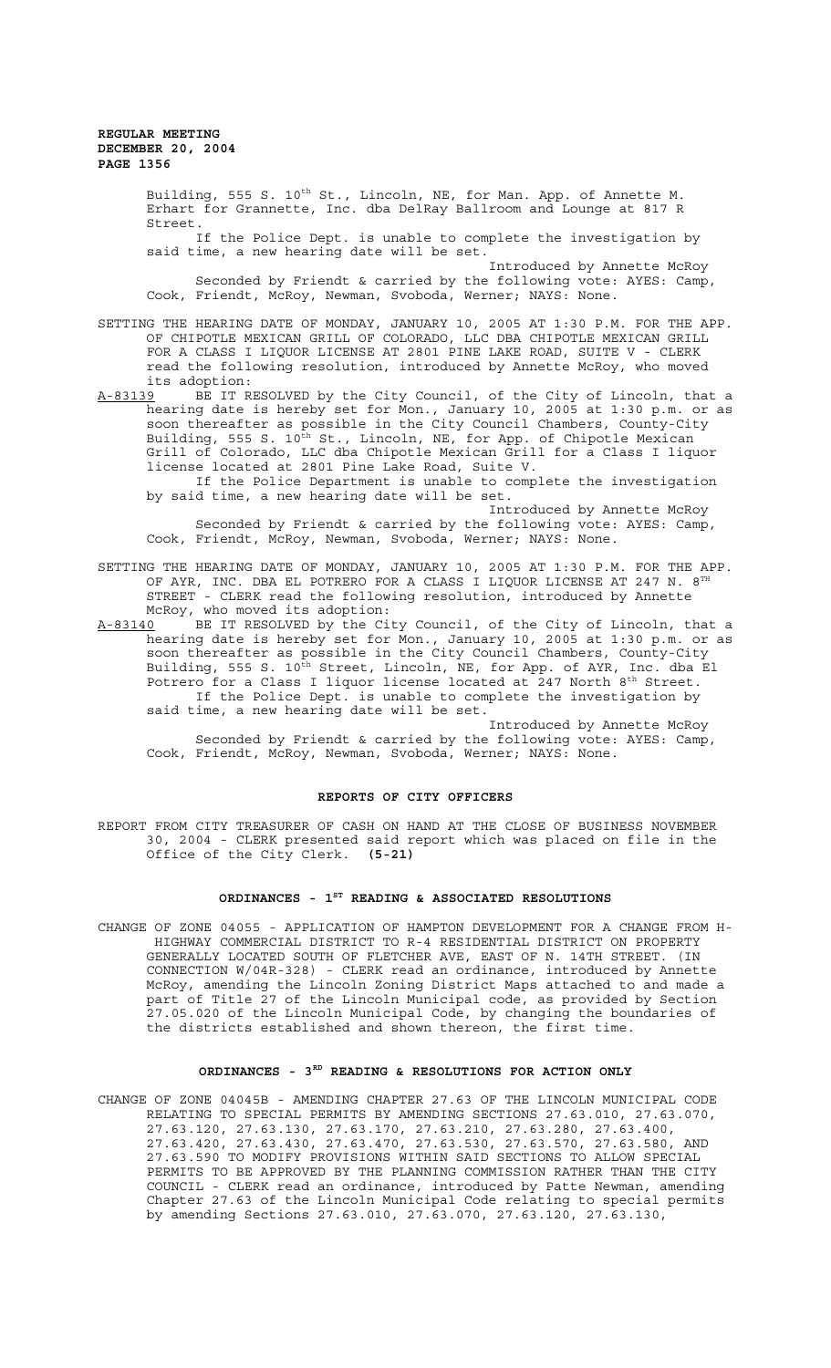Building, 555 S. 10[th] St., Lincoln, NE, for Man. App. of Annette M. Erhart for Grannette, Inc. dba DelRay Ballroom and Lounge at 817 R Street.

If the Police Dept. is unable to complete the investigation by said time, a new hearing date will be set.

Introduced by Annette McRoy

Seconded by Friendt & carried by the following vote: AYES: Camp, Cook, Friendt, McRoy, Newman, Svoboda, Werner; NAYS: None.

SETTING THE HEARING DATE OF MONDAY, JANUARY 10, 2005 AT 1:30 P.M. FOR THE APP. OF CHIPOTLE MEXICAN GRILL OF COLORADO, LLC DBA CHIPOTLE MEXICAN GRILL FOR A CLASS I LIQUOR LICENSE AT 2801 PINE LAKE ROAD, SUITE V - CLERK read the following resolution, introduced by Annette McRoy, who moved its adoption:

A-83139 BE IT RESOLVED by the City Council, of the City of Lincoln, that a hearing date is hereby set for Mon., January 10, 2005 at 1:30 p.m. or as soon thereafter as possible in the City Council Chambers, County-City Building, 555 S. 10[th] St., Lincoln, NE, for App. of Chipotle Mexican Grill of Colorado, LLC dba Chipotle Mexican Grill for a Class I liquor license located at 2801 Pine Lake Road, Suite V.

If the Police Department is unable to complete the investigation by said time, a new hearing date will be set.

Introduced by Annette McRoy

Seconded by Friendt & carried by the following vote: AYES: Camp, Cook, Friendt, McRoy, Newman, Svoboda, Werner; NAYS: None.

SETTING THE HEARING DATE OF MONDAY, JANUARY 10, 2005 AT 1:30 P.M. FOR THE APP. OF AYR, INC. DBA EL POTRERO FOR A CLASS I LIQUOR LICENSE AT 247 N. 8[TH] STREET - CLERK read the following resolution, introduced by Annette McRoy, who moved its adoption:

A-83140 BE IT RESOLVED by the City Council, of the City of Lincoln, that a hearing date is hereby set for Mon., January 10, 2005 at 1:30 p.m. or as soon thereafter as possible in the City Council Chambers, County-City Building, 555 S. 10[th] Street, Lincoln, NE, for App. of AYR, Inc. dba El Potrero for a Class I liquor license located at 247 North 8[th] Street.

If the Police Dept. is unable to complete the investigation by said time, a new hearing date will be set.

Introduced by Annette McRoy

Seconded by Friendt & carried by the following vote: AYES: Camp, Cook, Friendt, McRoy, Newman, Svoboda, Werner; NAYS: None.

## REPORTS OF CITY OFFICERS

REPORT FROM CITY TREASURER OF CASH ON HAND AT THE CLOSE OF BUSINESS NOVEMBER 30, 2004 - CLERK presented said report which was placed on file in the Office of the City Clerk. **(5-21)**

## ORDINANCES - 1[ST] READING & ASSOCIATED RESOLUTIONS

CHANGE OF ZONE 04055 - APPLICATION OF HAMPTON DEVELOPMENT FOR A CHANGE FROM H-HIGHWAY COMMERCIAL DISTRICT TO R-4 RESIDENTIAL DISTRICT ON PROPERTY GENERALLY LOCATED SOUTH OF FLETCHER AVE, EAST OF N. 14TH STREET. (IN CONNECTION W/04R-328) - CLERK read an ordinance, introduced by Annette McRoy, amending the Lincoln Zoning District Maps attached to and made a part of Title 27 of the Lincoln Municipal code, as provided by Section 27.05.020 of the Lincoln Municipal Code, by changing the boundaries of the districts established and shown thereon, the first time.

## ORDINANCES - 3[RD] READING & RESOLUTIONS FOR ACTION ONLY

CHANGE OF ZONE 04045B - AMENDING CHAPTER 27.63 OF THE LINCOLN MUNICIPAL CODE RELATING TO SPECIAL PERMITS BY AMENDING SECTIONS 27.63.010, 27.63.070, 27.63.120, 27.63.130, 27.63.170, 27.63.210, 27.63.280, 27.63.400, 27.63.420, 27.63.430, 27.63.470, 27.63.530, 27.63.570, 27.63.580, AND 27.63.590 TO MODIFY PROVISIONS WITHIN SAID SECTIONS TO ALLOW SPECIAL PERMITS TO BE APPROVED BY THE PLANNING COMMISSION RATHER THAN THE CITY COUNCIL - CLERK read an ordinance, introduced by Patte Newman, amending Chapter 27.63 of the Lincoln Municipal Code relating to special permits by amending Sections 27.63.010, 27.63.070, 27.63.120, 27.63.130,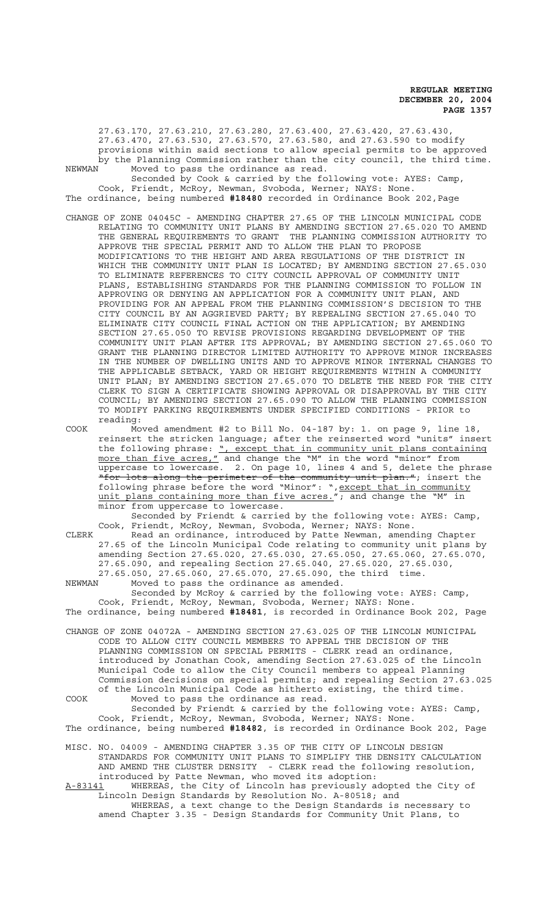27.63.170, 27.63.210, 27.63.280, 27.63.400, 27.63.420, 27.63.430, 27.63.470, 27.63.530, 27.63.570, 27.63.580, and 27.63.590 to modify provisions within said sections to allow special permits to be approved by the Planning Commission rather than the city council, the third time.

NEWMAN Moved to pass the ordinance as read.

Seconded by Cook & carried by the following vote: AYES: Camp, Cook, Friendt, McRoy, Newman, Svoboda, Werner; NAYS: None.

The ordinance, being numbered **#18480** recorded in Ordinance Book 202,Page

CHANGE OF ZONE 04045C - AMENDING CHAPTER 27.65 OF THE LINCOLN MUNICIPAL CODE RELATING TO COMMUNITY UNIT PLANS BY AMENDING SECTION 27.65.020 TO AMEND THE GENERAL REQUIREMENTS TO GRANT THE PLANNING COMMISSION AUTHORITY TO APPROVE THE SPECIAL PERMIT AND TO ALLOW THE PLAN TO PROPOSE MODIFICATIONS TO THE HEIGHT AND AREA REGULATIONS OF THE DISTRICT IN WHICH THE COMMUNITY UNIT PLAN IS LOCATED; BY AMENDING SECTION 27.65.030 TO ELIMINATE REFERENCES TO CITY COUNCIL APPROVAL OF COMMUNITY UNIT PLANS, ESTABLISHING STANDARDS FOR THE PLANNING COMMISSION TO FOLLOW IN APPROVING OR DENYING AN APPLICATION FOR A COMMUNITY UNIT PLAN, AND PROVIDING FOR AN APPEAL FROM THE PLANNING COMMISSION'S DECISION TO THE CITY COUNCIL BY AN AGGRIEVED PARTY; BY REPEALING SECTION 27.65.040 TO ELIMINATE CITY COUNCIL FINAL ACTION ON THE APPLICATION; BY AMENDING SECTION 27.65.050 TO REVISE PROVISIONS REGARDING DEVELOPMENT OF THE COMMUNITY UNIT PLAN AFTER ITS APPROVAL; BY AMENDING SECTION 27.65.060 TO GRANT THE PLANNING DIRECTOR LIMITED AUTHORITY TO APPROVE MINOR INCREASES IN THE NUMBER OF DWELLING UNITS AND TO APPROVE MINOR INTERNAL CHANGES TO THE APPLICABLE SETBACK, YARD OR HEIGHT REQUIREMENTS WITHIN A COMMUNITY UNIT PLAN; BY AMENDING SECTION 27.65.070 TO DELETE THE NEED FOR THE CITY CLERK TO SIGN A CERTIFICATE SHOWING APPROVAL OR DISAPPROVAL BY THE CITY COUNCIL; BY AMENDING SECTION 27.65.090 TO ALLOW THE PLANNING COMMISSION TO MODIFY PARKING REQUIREMENTS UNDER SPECIFIED CONDITIONS - PRIOR to reading:

COOK Moved amendment #2 to Bill No. 04-187 by: 1. on page 9, line 18, reinsert the stricken language; after the reinserted word "units" insert the following phrase: <u>", except that in community unit plans containing more than five acres,"</u> and change the "M" in the word "minor" from uppercase to lowercase. 2. On page 10, lines 4 and 5, delete the phrase ~~"for lots along the perimeter of the community unit plan."~~; insert the following phrase before the word "Minor": "<u>, except that in community unit plans containing more than five acres.</u>"; and change the "M" in minor from uppercase to lowercase.

Seconded by Friendt & carried by the following vote: AYES: Camp, Cook, Friendt, McRoy, Newman, Svoboda, Werner; NAYS: None.

CLERK Read an ordinance, introduced by Patte Newman, amending Chapter 27.65 of the Lincoln Municipal Code relating to community unit plans by amending Section 27.65.020, 27.65.030, 27.65.050, 27.65.060, 27.65.070, 27.65.090, and repealing Section 27.65.040, 27.65.020, 27.65.030, 27.65.050, 27.65.060, 27.65.070, 27.65.090, the third time.

NEWMAN Moved to pass the ordinance as amended.

Seconded by McRoy & carried by the following vote: AYES: Camp, Cook, Friendt, McRoy, Newman, Svoboda, Werner; NAYS: None.

The ordinance, being numbered **#18481**, is recorded in Ordinance Book 202, Page

CHANGE OF ZONE 04072A - AMENDING SECTION 27.63.025 OF THE LINCOLN MUNICIPAL CODE TO ALLOW CITY COUNCIL MEMBERS TO APPEAL THE DECISION OF THE PLANNING COMMISSION ON SPECIAL PERMITS - CLERK read an ordinance, introduced by Jonathan Cook, amending Section 27.63.025 of the Lincoln Municipal Code to allow the City Council members to appeal Planning Commission decisions on special permits; and repealing Section 27.63.025 of the Lincoln Municipal Code as hitherto existing, the third time.

COOK Moved to pass the ordinance as read.

Seconded by Friendt & carried by the following vote: AYES: Camp, Cook, Friendt, McRoy, Newman, Svoboda, Werner; NAYS: None.

The ordinance, being numbered **#18482**, is recorded in Ordinance Book 202, Page

MISC. NO. 04009 - AMENDING CHAPTER 3.35 OF THE CITY OF LINCOLN DESIGN STANDARDS FOR COMMUNITY UNIT PLANS TO SIMPLIFY THE DENSITY CALCULATION AND AMEND THE CLUSTER DENSITY - CLERK read the following resolution, introduced by Patte Newman, who moved its adoption:

<u>A-83141</u> WHEREAS, the City of Lincoln has previously adopted the City of Lincoln Design Standards by Resolution No. A-80518; and

WHEREAS, a text change to the Design Standards is necessary to amend Chapter 3.35 - Design Standards for Community Unit Plans, to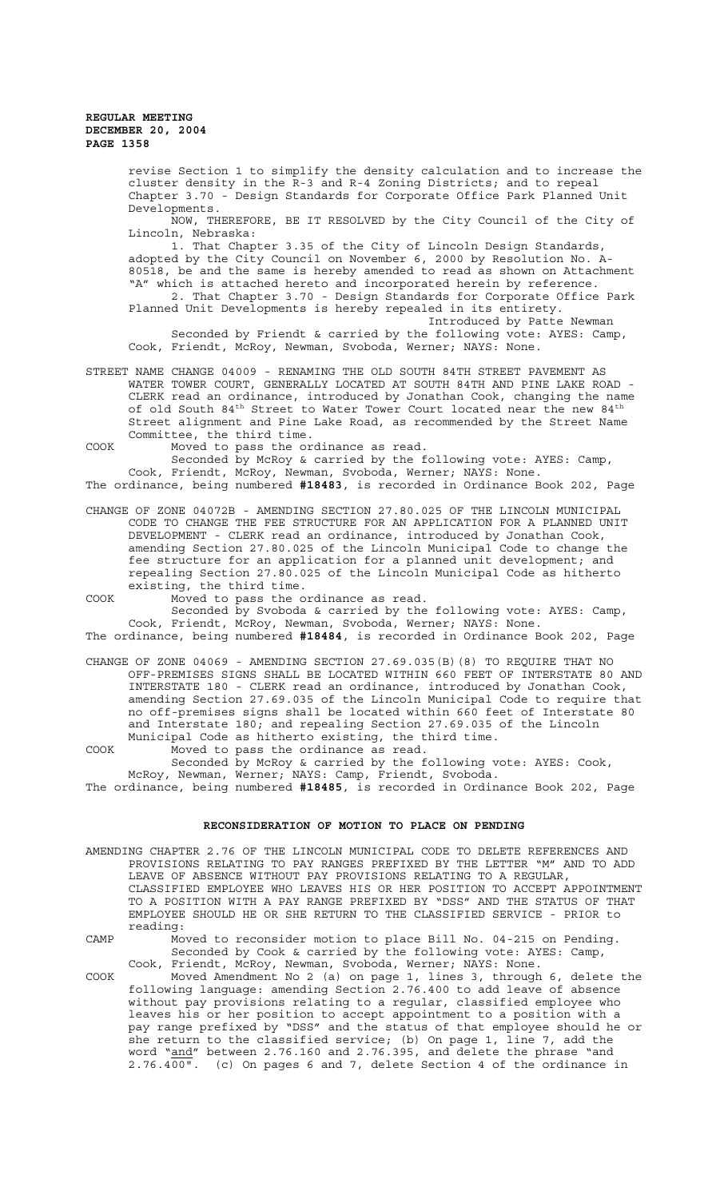revise Section 1 to simplify the density calculation and to increase the cluster density in the R-3 and R-4 Zoning Districts; and to repeal Chapter 3.70 - Design Standards for Corporate Office Park Planned Unit Developments.

NOW, THEREFORE, BE IT RESOLVED by the City Council of the City of Lincoln, Nebraska:

1. That Chapter 3.35 of the City of Lincoln Design Standards, adopted by the City Council on November 6, 2000 by Resolution No. A-80518, be and the same is hereby amended to read as shown on Attachment "A" which is attached hereto and incorporated herein by reference.

2. That Chapter 3.70 - Design Standards for Corporate Office Park Planned Unit Developments is hereby repealed in its entirety.

Introduced by Patte Newman

Seconded by Friendt & carried by the following vote: AYES: Camp, Cook, Friendt, McRoy, Newman, Svoboda, Werner; NAYS: None.

STREET NAME CHANGE 04009 - RENAMING THE OLD SOUTH 84TH STREET PAVEMENT AS WATER TOWER COURT, GENERALLY LOCATED AT SOUTH 84TH AND PINE LAKE ROAD - CLERK read an ordinance, introduced by Jonathan Cook, changing the name of old South 84th Street to Water Tower Court located near the new 84th Street alignment and Pine Lake Road, as recommended by the Street Name Committee, the third time.

COOK Moved to pass the ordinance as read.

Seconded by McRoy & carried by the following vote: AYES: Camp, Cook, Friendt, McRoy, Newman, Svoboda, Werner; NAYS: None.

The ordinance, being numbered **#18483**, is recorded in Ordinance Book 202, Page

CHANGE OF ZONE 04072B - AMENDING SECTION 27.80.025 OF THE LINCOLN MUNICIPAL CODE TO CHANGE THE FEE STRUCTURE FOR AN APPLICATION FOR A PLANNED UNIT DEVELOPMENT - CLERK read an ordinance, introduced by Jonathan Cook, amending Section 27.80.025 of the Lincoln Municipal Code to change the fee structure for an application for a planned unit development; and repealing Section 27.80.025 of the Lincoln Municipal Code as hitherto existing, the third time.

COOK Moved to pass the ordinance as read.

Seconded by Svoboda & carried by the following vote: AYES: Camp, Cook, Friendt, McRoy, Newman, Svoboda, Werner; NAYS: None.

The ordinance, being numbered **#18484**, is recorded in Ordinance Book 202, Page

CHANGE OF ZONE 04069 - AMENDING SECTION 27.69.035(B)(8) TO REQUIRE THAT NO OFF-PREMISES SIGNS SHALL BE LOCATED WITHIN 660 FEET OF INTERSTATE 80 AND INTERSTATE 180 - CLERK read an ordinance, introduced by Jonathan Cook, amending Section 27.69.035 of the Lincoln Municipal Code to require that no off-premises signs shall be located within 660 feet of Interstate 80 and Interstate 180; and repealing Section 27.69.035 of the Lincoln Municipal Code as hitherto existing, the third time.

COOK Moved to pass the ordinance as read.

Seconded by McRoy & carried by the following vote: AYES: Cook, McRoy, Newman, Werner; NAYS: Camp, Friendt, Svoboda.

The ordinance, being numbered **#18485**, is recorded in Ordinance Book 202, Page

## RECONSIDERATION OF MOTION TO PLACE ON PENDING

AMENDING CHAPTER 2.76 OF THE LINCOLN MUNICIPAL CODE TO DELETE REFERENCES AND PROVISIONS RELATING TO PAY RANGES PREFIXED BY THE LETTER "M" AND TO ADD LEAVE OF ABSENCE WITHOUT PAY PROVISIONS RELATING TO A REGULAR, CLASSIFIED EMPLOYEE WHO LEAVES HIS OR HER POSITION TO ACCEPT APPOINTMENT TO A POSITION WITH A PAY RANGE PREFIXED BY "DSS" AND THE STATUS OF THAT EMPLOYEE SHOULD HE OR SHE RETURN TO THE CLASSIFIED SERVICE - PRIOR to reading:

CAMP Moved to reconsider motion to place Bill No. 04-215 on Pending.

Seconded by Cook & carried by the following vote: AYES: Camp, Cook, Friendt, McRoy, Newman, Svoboda, Werner; NAYS: None.

COOK Moved Amendment No 2 (a) on page 1, lines 3, through 6, delete the following language: amending Section 2.76.400 to add leave of absence without pay provisions relating to a regular, classified employee who leaves his or her position to accept appointment to a position with a pay range prefixed by "DSS" and the status of that employee should he or she return to the classified service; (b) On page 1, line 7, add the word "and" between 2.76.160 and 2.76.395, and delete the phrase "and 2.76.400". (c) On pages 6 and 7, delete Section 4 of the ordinance in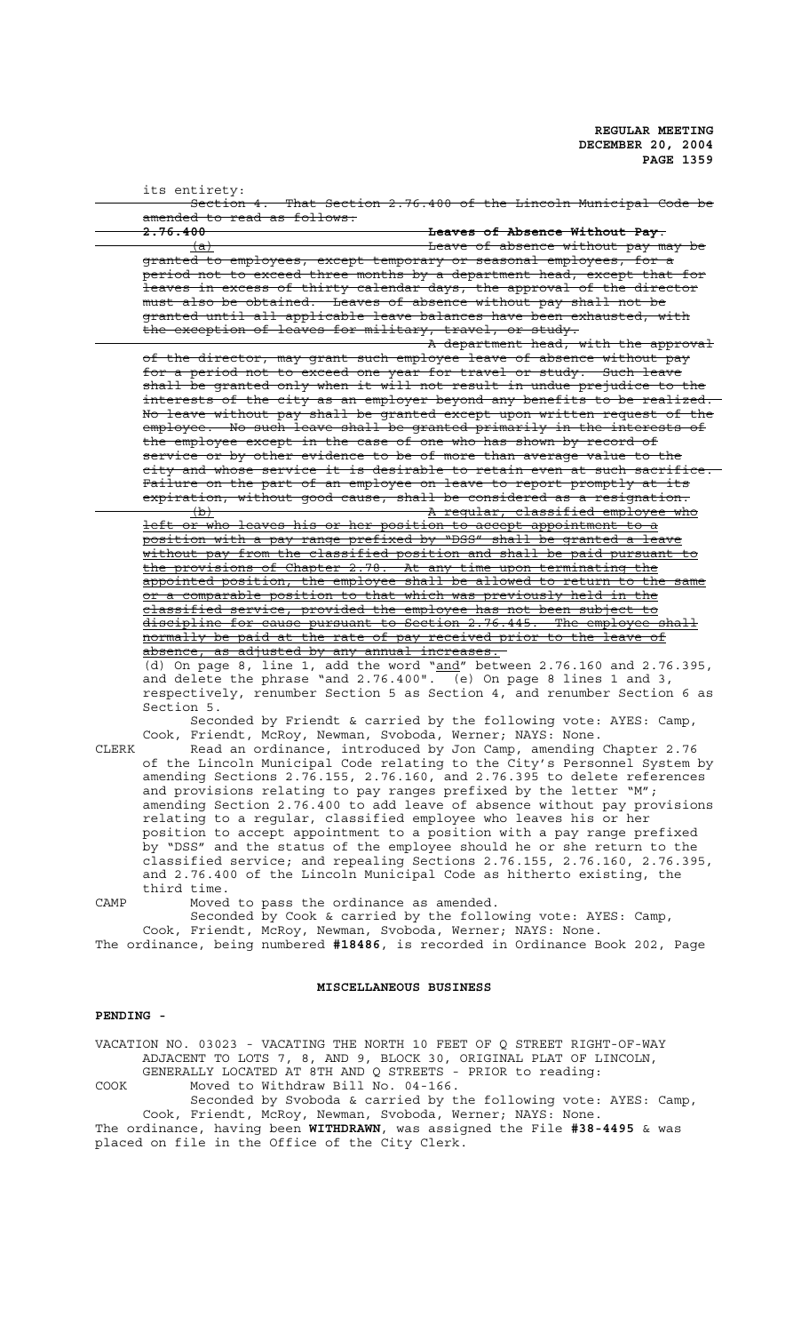its entirety:

~~Section 4. That Section 2.76.400 of the Lincoln Municipal Code be amended to read as follows:~~

~~**2.76.400 Leaves of Absence Without Pay.**~~

~~(a) Leave of absence without pay may be granted to employees, except temporary or seasonal employees, for a period not to exceed three months by a department head, except that for leaves in excess of thirty calendar days, the approval of the director must also be obtained. Leaves of absence without pay shall not be granted until all applicable leave balances have been exhausted, with the exception of leaves for military, travel, or study.~~

~~A department head, with the approval of the director, may grant such employee leave of absence without pay for a period not to exceed one year for travel or study. Such leave shall be granted only when it will not result in undue prejudice to the interests of the city as an employer beyond any benefits to be realized. No leave without pay shall be granted except upon written request of the employee. No such leave shall be granted primarily in the interests of the employee except in the case of one who has shown by record of service or by other evidence to be of more than average value to the city and whose service it is desirable to retain even at such sacrifice. Failure on the part of an employee on leave to report promptly at its expiration, without good cause, shall be considered as a resignation.~~

~~(b) A regular, classified employee who left or who leaves his or her position to accept appointment to a position with a pay range prefixed by "DSS" shall be granted a leave without pay from the classified position and shall be paid pursuant to the provisions of Chapter 2.78. At any time upon terminating the appointed position, the employee shall be allowed to return to the same or a comparable position to that which was previously held in the classified service, provided the employee has not been subject to discipline for cause pursuant to Section 2.76.445. The employee shall normally be paid at the rate of pay received prior to the leave of absence, as adjusted by any annual increases.~~

(d) On page 8, line 1, add the word "and" between 2.76.160 and 2.76.395, and delete the phrase "and 2.76.400". (e) On page 8 lines 1 and 3, respectively, renumber Section 5 as Section 4, and renumber Section 6 as Section 5.

Seconded by Friendt & carried by the following vote: AYES: Camp, Cook, Friendt, McRoy, Newman, Svoboda, Werner; NAYS: None.

CLERK Read an ordinance, introduced by Jon Camp, amending Chapter 2.76 of the Lincoln Municipal Code relating to the City's Personnel System by amending Sections 2.76.155, 2.76.160, and 2.76.395 to delete references and provisions relating to pay ranges prefixed by the letter "M"; amending Section 2.76.400 to add leave of absence without pay provisions relating to a regular, classified employee who leaves his or her position to accept appointment to a position with a pay range prefixed by "DSS" and the status of the employee should he or she return to the classified service; and repealing Sections 2.76.155, 2.76.160, 2.76.395, and 2.76.400 of the Lincoln Municipal Code as hitherto existing, the third time.

CAMP Moved to pass the ordinance as amended.

Seconded by Cook & carried by the following vote: AYES: Camp, Cook, Friendt, McRoy, Newman, Svoboda, Werner; NAYS: None.

The ordinance, being numbered **#18486**, is recorded in Ordinance Book 202, Page

## MISCELLANEOUS BUSINESS

### PENDING -

VACATION NO. 03023 - VACATING THE NORTH 10 FEET OF Q STREET RIGHT-OF-WAY ADJACENT TO LOTS 7, 8, AND 9, BLOCK 30, ORIGINAL PLAT OF LINCOLN, GENERALLY LOCATED AT 8TH AND Q STREETS - PRIOR to reading:

COOK Moved to Withdraw Bill No. 04-166.

Seconded by Svoboda & carried by the following vote: AYES: Camp, Cook, Friendt, McRoy, Newman, Svoboda, Werner; NAYS: None.

The ordinance, having been **WITHDRAWN**, was assigned the File **#38-4495** & was placed on file in the Office of the City Clerk.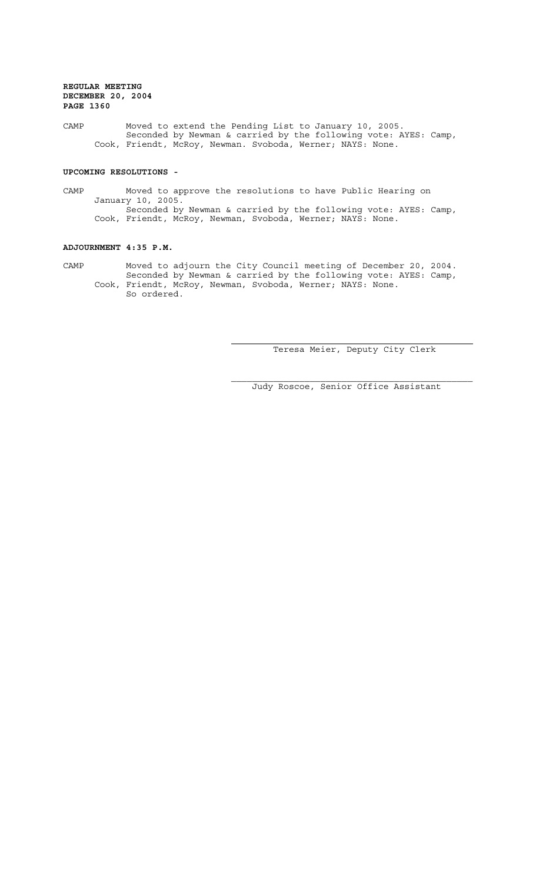CAMP Moved to extend the Pending List to January 10, 2005.
Seconded by Newman & carried by the following vote: AYES: Camp, Cook, Friendt, McRoy, Newman. Svoboda, Werner; NAYS: None.

**UPCOMING RESOLUTIONS -**

CAMP Moved to approve the resolutions to have Public Hearing on January 10, 2005.
Seconded by Newman & carried by the following vote: AYES: Camp, Cook, Friendt, McRoy, Newman, Svoboda, Werner; NAYS: None.

**ADJOURNMENT 4:35 P.M.**

CAMP Moved to adjourn the City Council meeting of December 20, 2004.
Seconded by Newman & carried by the following vote: AYES: Camp, Cook, Friendt, McRoy, Newman, Svoboda, Werner; NAYS: None.
So ordered.

Teresa Meier, Deputy City Clerk

Judy Roscoe, Senior Office Assistant